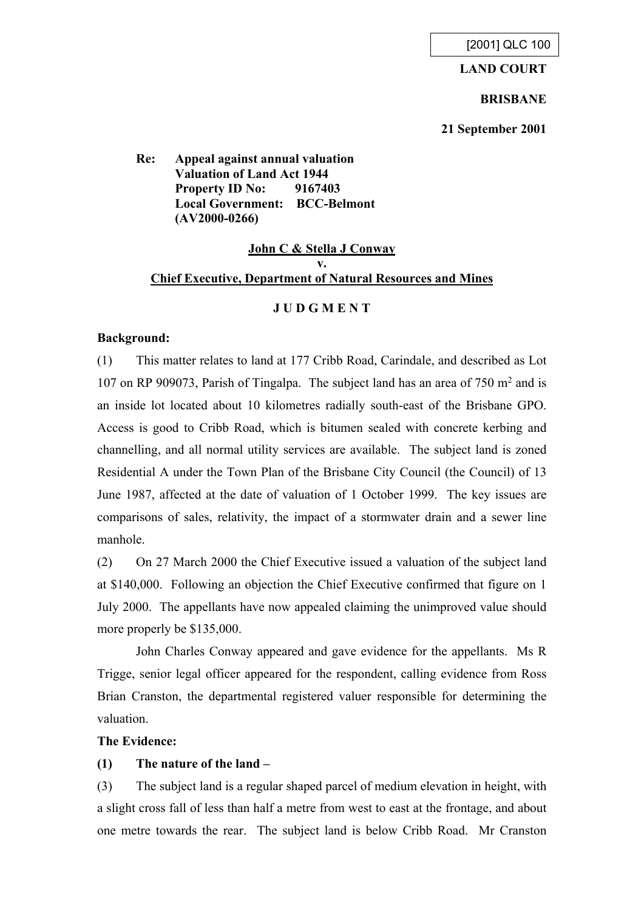[2001] QLC 100

**LAND COURT**

**BRISBANE**

**21 September 2001**

**Re: Appeal against annual valuation**
**Valuation of Land Act 1944**
**Property ID No: 9167403**
**Local Government: BCC-Belmont**
**(AV2000-0266)**

**John C & Stella J Conway**
**v.**
**Chief Executive, Department of Natural Resources and Mines**

**J U D G M E N T**

**Background:**

(1) This matter relates to land at 177 Cribb Road, Carindale, and described as Lot 107 on RP 909073, Parish of Tingalpa. The subject land has an area of 750 m$^2$ and is an inside lot located about 10 kilometres radially south-east of the Brisbane GPO. Access is good to Cribb Road, which is bitumen sealed with concrete kerbing and channelling, and all normal utility services are available. The subject land is zoned Residential A under the Town Plan of the Brisbane City Council (the Council) of 13 June 1987, affected at the date of valuation of 1 October 1999. The key issues are comparisons of sales, relativity, the impact of a stormwater drain and a sewer line manhole.

(2) On 27 March 2000 the Chief Executive issued a valuation of the subject land at $140,000. Following an objection the Chief Executive confirmed that figure on 1 July 2000. The appellants have now appealed claiming the unimproved value should more properly be $135,000.

John Charles Conway appeared and gave evidence for the appellants. Ms R Trigge, senior legal officer appeared for the respondent, calling evidence from Ross Brian Cranston, the departmental registered valuer responsible for determining the valuation.

**The Evidence:**

**(1) The nature of the land –**

(3) The subject land is a regular shaped parcel of medium elevation in height, with a slight cross fall of less than half a metre from west to east at the frontage, and about one metre towards the rear. The subject land is below Cribb Road. Mr Cranston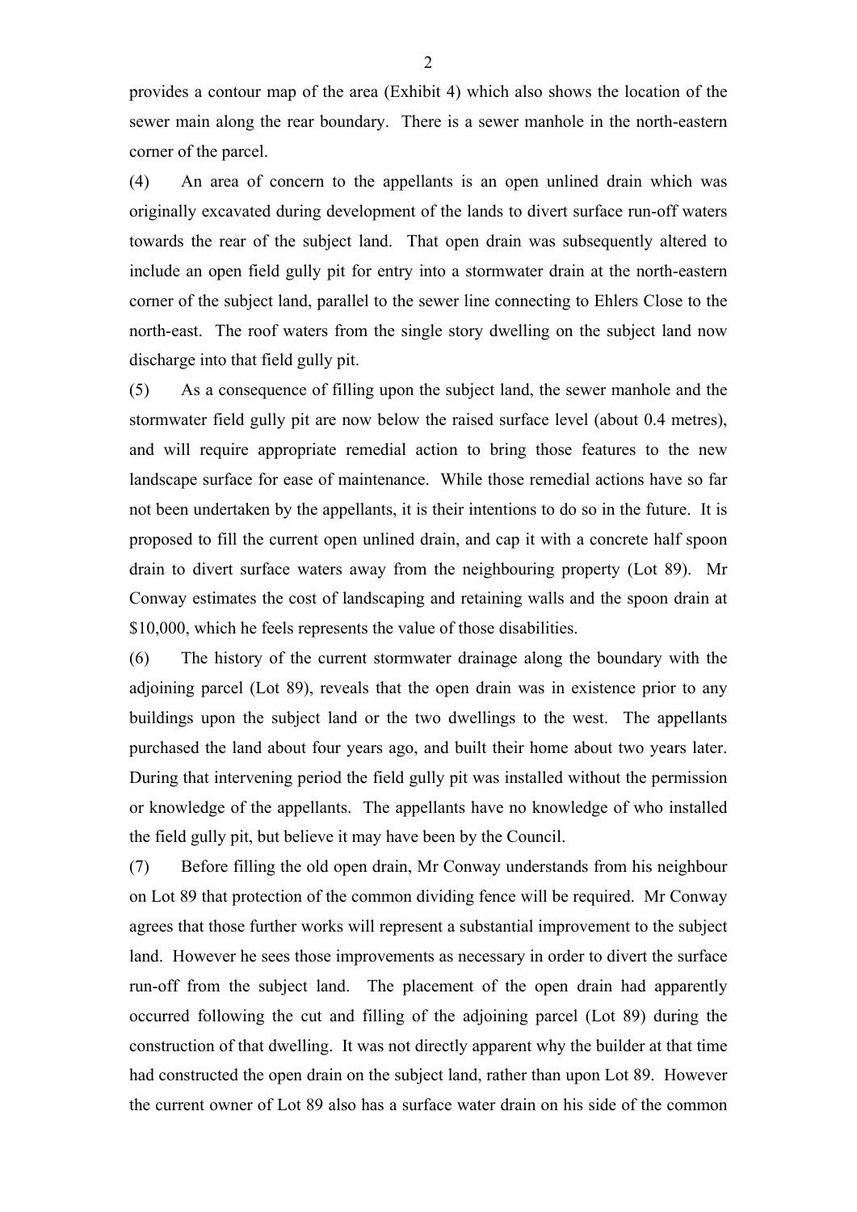provides a contour map of the area (Exhibit 4) which also shows the location of the sewer main along the rear boundary. There is a sewer manhole in the north-eastern corner of the parcel.

(4) An area of concern to the appellants is an open unlined drain which was originally excavated during development of the lands to divert surface run-off waters towards the rear of the subject land. That open drain was subsequently altered to include an open field gully pit for entry into a stormwater drain at the north-eastern corner of the subject land, parallel to the sewer line connecting to Ehlers Close to the north-east. The roof waters from the single story dwelling on the subject land now discharge into that field gully pit.

(5) As a consequence of filling upon the subject land, the sewer manhole and the stormwater field gully pit are now below the raised surface level (about 0.4 metres), and will require appropriate remedial action to bring those features to the new landscape surface for ease of maintenance. While those remedial actions have so far not been undertaken by the appellants, it is their intentions to do so in the future. It is proposed to fill the current open unlined drain, and cap it with a concrete half spoon drain to divert surface waters away from the neighbouring property (Lot 89). Mr Conway estimates the cost of landscaping and retaining walls and the spoon drain at $10,000, which he feels represents the value of those disabilities.

(6) The history of the current stormwater drainage along the boundary with the adjoining parcel (Lot 89), reveals that the open drain was in existence prior to any buildings upon the subject land or the two dwellings to the west. The appellants purchased the land about four years ago, and built their home about two years later. During that intervening period the field gully pit was installed without the permission or knowledge of the appellants. The appellants have no knowledge of who installed the field gully pit, but believe it may have been by the Council.

(7) Before filling the old open drain, Mr Conway understands from his neighbour on Lot 89 that protection of the common dividing fence will be required. Mr Conway agrees that those further works will represent a substantial improvement to the subject land. However he sees those improvements as necessary in order to divert the surface run-off from the subject land. The placement of the open drain had apparently occurred following the cut and filling of the adjoining parcel (Lot 89) during the construction of that dwelling. It was not directly apparent why the builder at that time had constructed the open drain on the subject land, rather than upon Lot 89. However the current owner of Lot 89 also has a surface water drain on his side of the common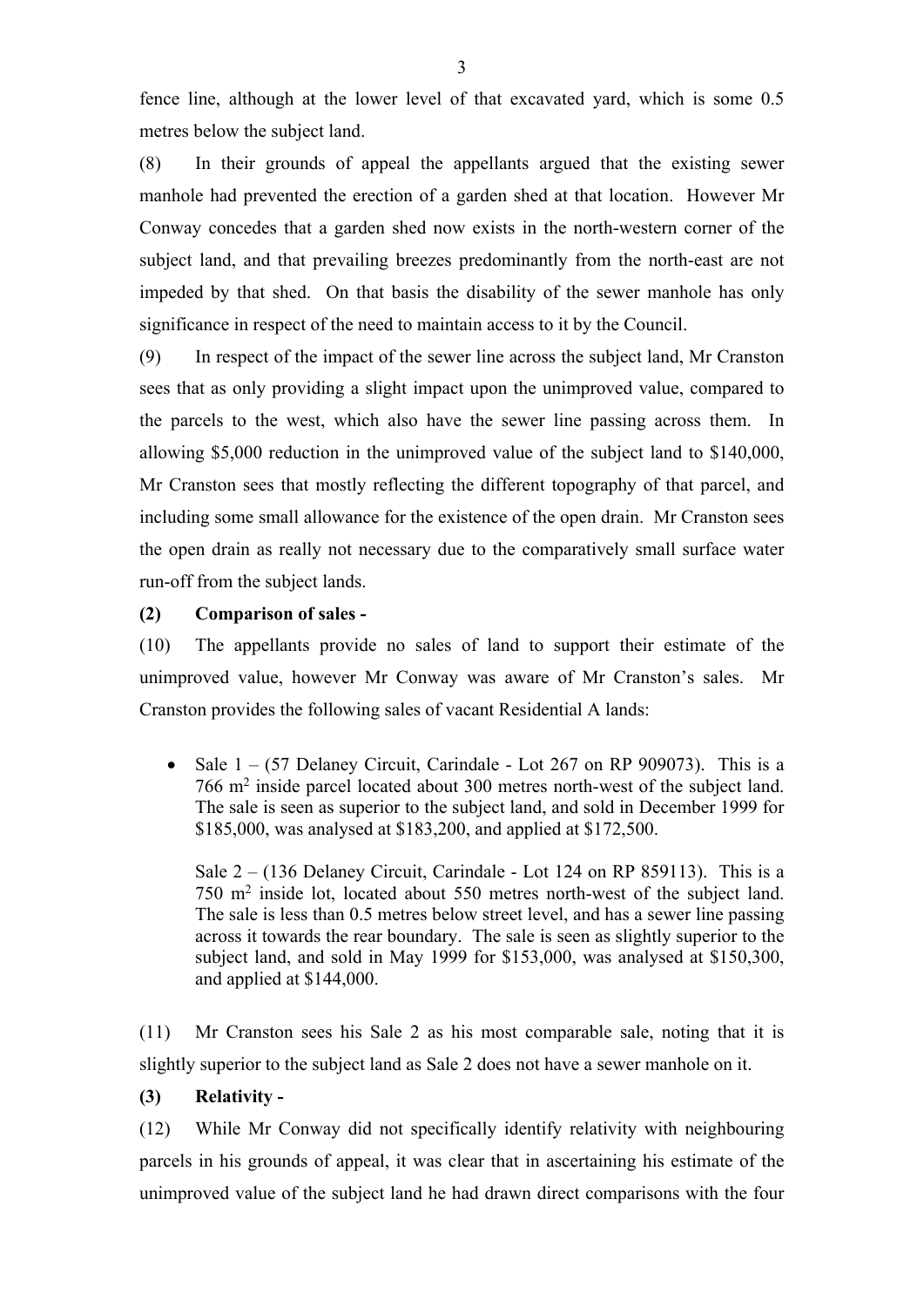fence line, although at the lower level of that excavated yard, which is some 0.5 metres below the subject land.

(8) In their grounds of appeal the appellants argued that the existing sewer manhole had prevented the erection of a garden shed at that location. However Mr Conway concedes that a garden shed now exists in the north-western corner of the subject land, and that prevailing breezes predominantly from the north-east are not impeded by that shed. On that basis the disability of the sewer manhole has only significance in respect of the need to maintain access to it by the Council.

(9) In respect of the impact of the sewer line across the subject land, Mr Cranston sees that as only providing a slight impact upon the unimproved value, compared to the parcels to the west, which also have the sewer line passing across them. In allowing $5,000 reduction in the unimproved value of the subject land to $140,000, Mr Cranston sees that mostly reflecting the different topography of that parcel, and including some small allowance for the existence of the open drain. Mr Cranston sees the open drain as really not necessary due to the comparatively small surface water run-off from the subject lands.

**(2) Comparison of sales -**

(10) The appellants provide no sales of land to support their estimate of the unimproved value, however Mr Conway was aware of Mr Cranston's sales. Mr Cranston provides the following sales of vacant Residential A lands:

- Sale 1 – (57 Delaney Circuit, Carindale - Lot 267 on RP 909073). This is a 766 m² inside parcel located about 300 metres north-west of the subject land. The sale is seen as superior to the subject land, and sold in December 1999 for $185,000, was analysed at $183,200, and applied at $172,500.

  Sale 2 – (136 Delaney Circuit, Carindale - Lot 124 on RP 859113). This is a 750 m² inside lot, located about 550 metres north-west of the subject land. The sale is less than 0.5 metres below street level, and has a sewer line passing across it towards the rear boundary. The sale is seen as slightly superior to the subject land, and sold in May 1999 for $153,000, was analysed at $150,300, and applied at $144,000.

(11) Mr Cranston sees his Sale 2 as his most comparable sale, noting that it is slightly superior to the subject land as Sale 2 does not have a sewer manhole on it.

**(3) Relativity -**

(12) While Mr Conway did not specifically identify relativity with neighbouring parcels in his grounds of appeal, it was clear that in ascertaining his estimate of the unimproved value of the subject land he had drawn direct comparisons with the four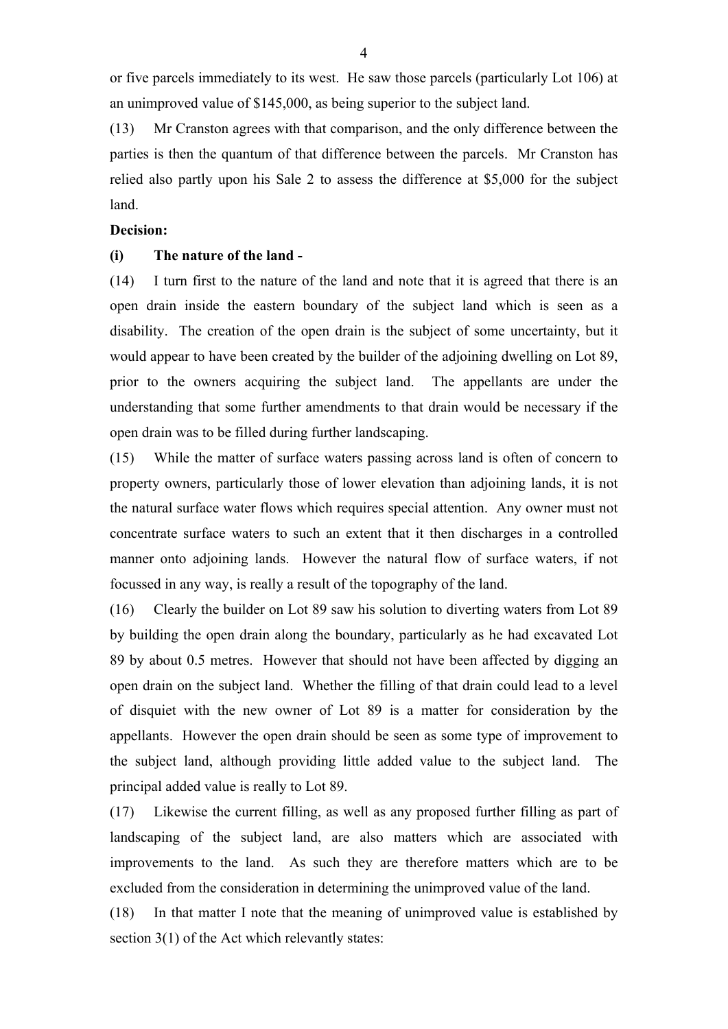or five parcels immediately to its west. He saw those parcels (particularly Lot 106) at an unimproved value of $145,000, as being superior to the subject land.

(13) Mr Cranston agrees with that comparison, and the only difference between the parties is then the quantum of that difference between the parcels. Mr Cranston has relied also partly upon his Sale 2 to assess the difference at $5,000 for the subject land.

**Decision:**

**(i) The nature of the land -**

(14) I turn first to the nature of the land and note that it is agreed that there is an open drain inside the eastern boundary of the subject land which is seen as a disability. The creation of the open drain is the subject of some uncertainty, but it would appear to have been created by the builder of the adjoining dwelling on Lot 89, prior to the owners acquiring the subject land. The appellants are under the understanding that some further amendments to that drain would be necessary if the open drain was to be filled during further landscaping.

(15) While the matter of surface waters passing across land is often of concern to property owners, particularly those of lower elevation than adjoining lands, it is not the natural surface water flows which requires special attention. Any owner must not concentrate surface waters to such an extent that it then discharges in a controlled manner onto adjoining lands. However the natural flow of surface waters, if not focussed in any way, is really a result of the topography of the land.

(16) Clearly the builder on Lot 89 saw his solution to diverting waters from Lot 89 by building the open drain along the boundary, particularly as he had excavated Lot 89 by about 0.5 metres. However that should not have been affected by digging an open drain on the subject land. Whether the filling of that drain could lead to a level of disquiet with the new owner of Lot 89 is a matter for consideration by the appellants. However the open drain should be seen as some type of improvement to the subject land, although providing little added value to the subject land. The principal added value is really to Lot 89.

(17) Likewise the current filling, as well as any proposed further filling as part of landscaping of the subject land, are also matters which are associated with improvements to the land. As such they are therefore matters which are to be excluded from the consideration in determining the unimproved value of the land.

(18) In that matter I note that the meaning of unimproved value is established by section 3(1) of the Act which relevantly states: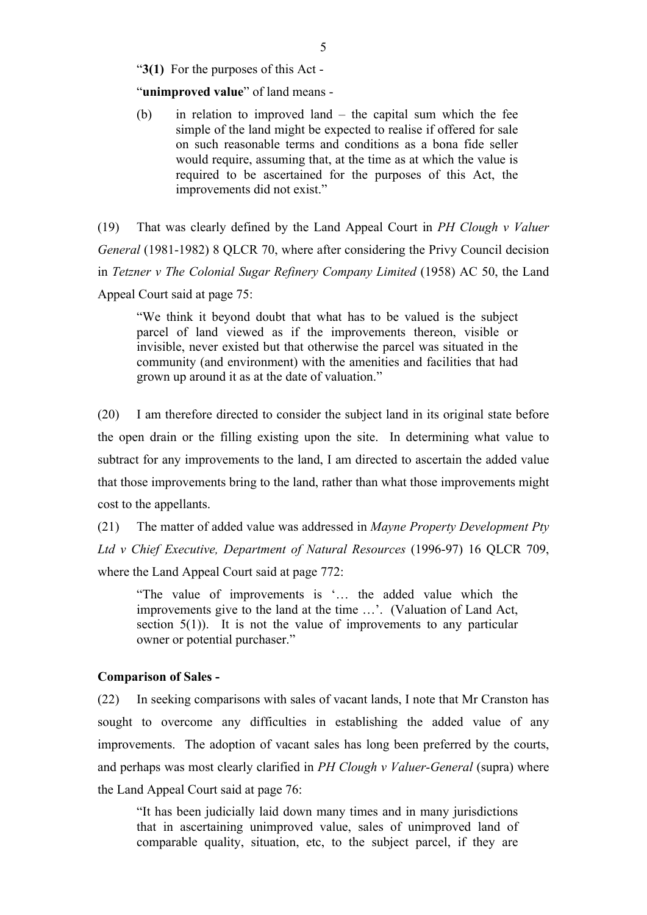> "**3(1)** For the purposes of this Act -
>
> "**unimproved value**" of land means -
>
> (b) in relation to improved land – the capital sum which the fee simple of the land might be expected to realise if offered for sale on such reasonable terms and conditions as a bona fide seller would require, assuming that, at the time as at which the value is required to be ascertained for the purposes of this Act, the improvements did not exist."

(19) That was clearly defined by the Land Appeal Court in *PH Clough v Valuer General* (1981-1982) 8 QLCR 70, where after considering the Privy Council decision in *Tetzner v The Colonial Sugar Refinery Company Limited* (1958) AC 50, the Land Appeal Court said at page 75:

> "We think it beyond doubt that what has to be valued is the subject parcel of land viewed as if the improvements thereon, visible or invisible, never existed but that otherwise the parcel was situated in the community (and environment) with the amenities and facilities that had grown up around it as at the date of valuation."

(20) I am therefore directed to consider the subject land in its original state before the open drain or the filling existing upon the site. In determining what value to subtract for any improvements to the land, I am directed to ascertain the added value that those improvements bring to the land, rather than what those improvements might cost to the appellants.

(21) The matter of added value was addressed in *Mayne Property Development Pty Ltd v Chief Executive, Department of Natural Resources* (1996-97) 16 QLCR 709, where the Land Appeal Court said at page 772:

> "The value of improvements is '… the added value which the improvements give to the land at the time …'. (Valuation of Land Act, section 5(1)). It is not the value of improvements to any particular owner or potential purchaser."

**Comparison of Sales -**

(22) In seeking comparisons with sales of vacant lands, I note that Mr Cranston has sought to overcome any difficulties in establishing the added value of any improvements. The adoption of vacant sales has long been preferred by the courts, and perhaps was most clearly clarified in *PH Clough v Valuer-General* (supra) where the Land Appeal Court said at page 76:

> "It has been judicially laid down many times and in many jurisdictions that in ascertaining unimproved value, sales of unimproved land of comparable quality, situation, etc, to the subject parcel, if they are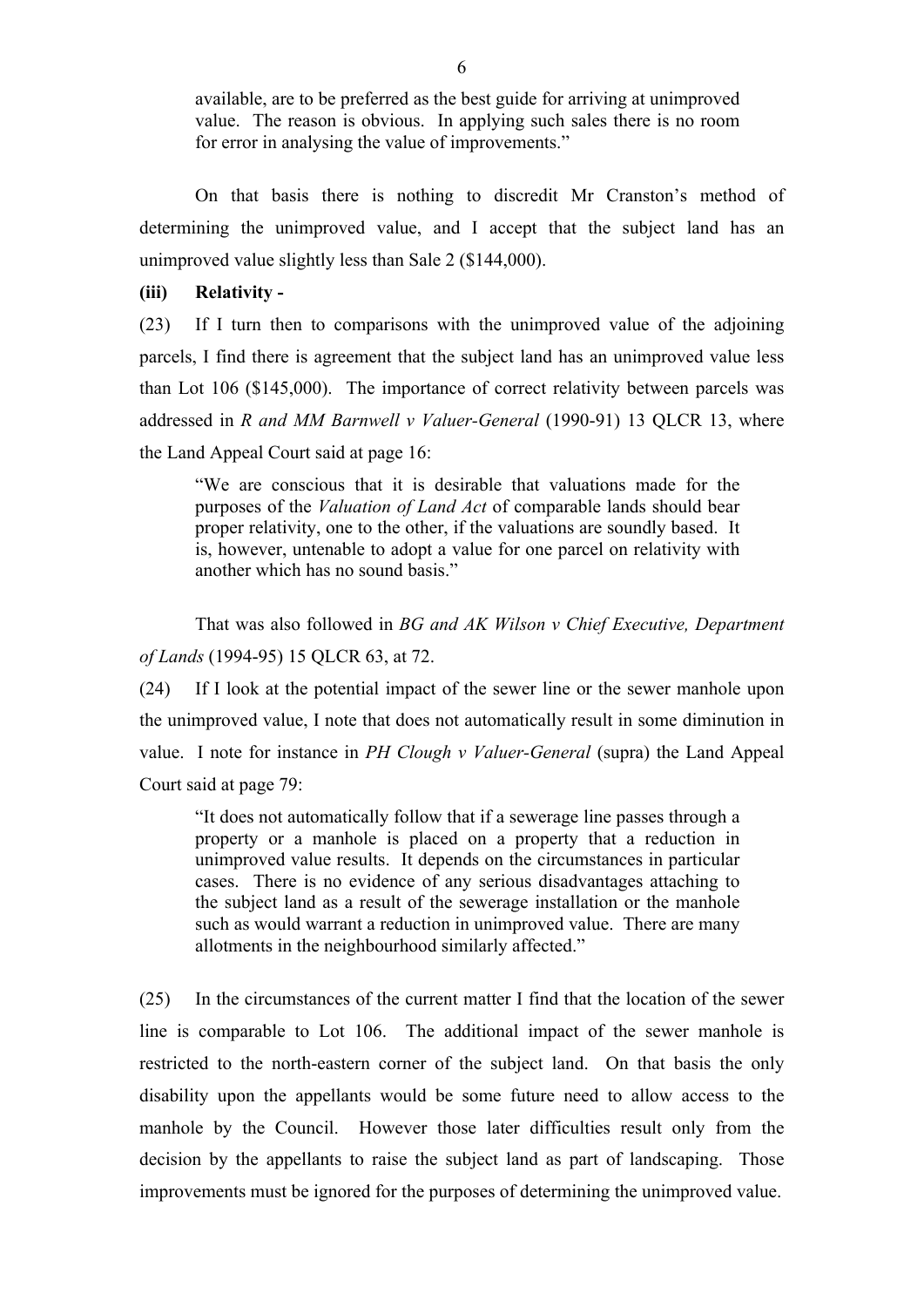> available, are to be preferred as the best guide for arriving at unimproved value. The reason is obvious. In applying such sales there is no room for error in analysing the value of improvements."

On that basis there is nothing to discredit Mr Cranston's method of determining the unimproved value, and I accept that the subject land has an unimproved value slightly less than Sale 2 ($144,000).

**(iii) Relativity -**

(23) If I turn then to comparisons with the unimproved value of the adjoining parcels, I find there is agreement that the subject land has an unimproved value less than Lot 106 ($145,000). The importance of correct relativity between parcels was addressed in *R and MM Barnwell v Valuer-General* (1990-91) 13 QLCR 13, where the Land Appeal Court said at page 16:

> "We are conscious that it is desirable that valuations made for the purposes of the *Valuation of Land Act* of comparable lands should bear proper relativity, one to the other, if the valuations are soundly based. It is, however, untenable to adopt a value for one parcel on relativity with another which has no sound basis."

That was also followed in *BG and AK Wilson v Chief Executive, Department of Lands* (1994-95) 15 QLCR 63, at 72.

(24) If I look at the potential impact of the sewer line or the sewer manhole upon the unimproved value, I note that does not automatically result in some diminution in value. I note for instance in *PH Clough v Valuer-General* (supra) the Land Appeal Court said at page 79:

> "It does not automatically follow that if a sewerage line passes through a property or a manhole is placed on a property that a reduction in unimproved value results. It depends on the circumstances in particular cases. There is no evidence of any serious disadvantages attaching to the subject land as a result of the sewerage installation or the manhole such as would warrant a reduction in unimproved value. There are many allotments in the neighbourhood similarly affected."

(25) In the circumstances of the current matter I find that the location of the sewer line is comparable to Lot 106. The additional impact of the sewer manhole is restricted to the north-eastern corner of the subject land. On that basis the only disability upon the appellants would be some future need to allow access to the manhole by the Council. However those later difficulties result only from the decision by the appellants to raise the subject land as part of landscaping. Those improvements must be ignored for the purposes of determining the unimproved value.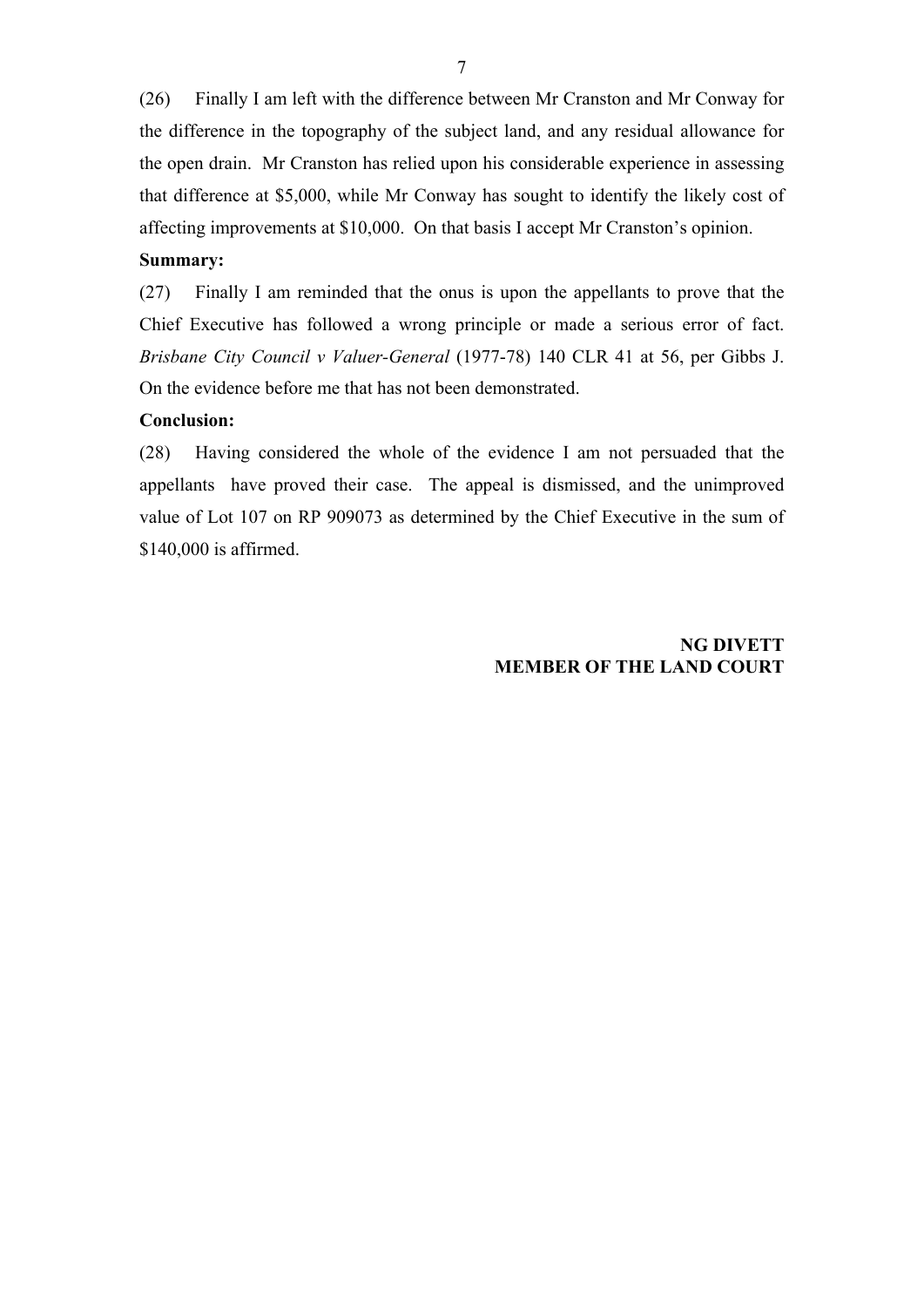(26) Finally I am left with the difference between Mr Cranston and Mr Conway for the difference in the topography of the subject land, and any residual allowance for the open drain. Mr Cranston has relied upon his considerable experience in assessing that difference at $5,000, while Mr Conway has sought to identify the likely cost of affecting improvements at $10,000. On that basis I accept Mr Cranston's opinion.

**Summary:**

(27) Finally I am reminded that the onus is upon the appellants to prove that the Chief Executive has followed a wrong principle or made a serious error of fact. *Brisbane City Council v Valuer-General* (1977-78) 140 CLR 41 at 56, per Gibbs J. On the evidence before me that has not been demonstrated.

**Conclusion:**

(28) Having considered the whole of the evidence I am not persuaded that the appellants have proved their case. The appeal is dismissed, and the unimproved value of Lot 107 on RP 909073 as determined by the Chief Executive in the sum of $140,000 is affirmed.

**NG DIVETT**
**MEMBER OF THE LAND COURT**